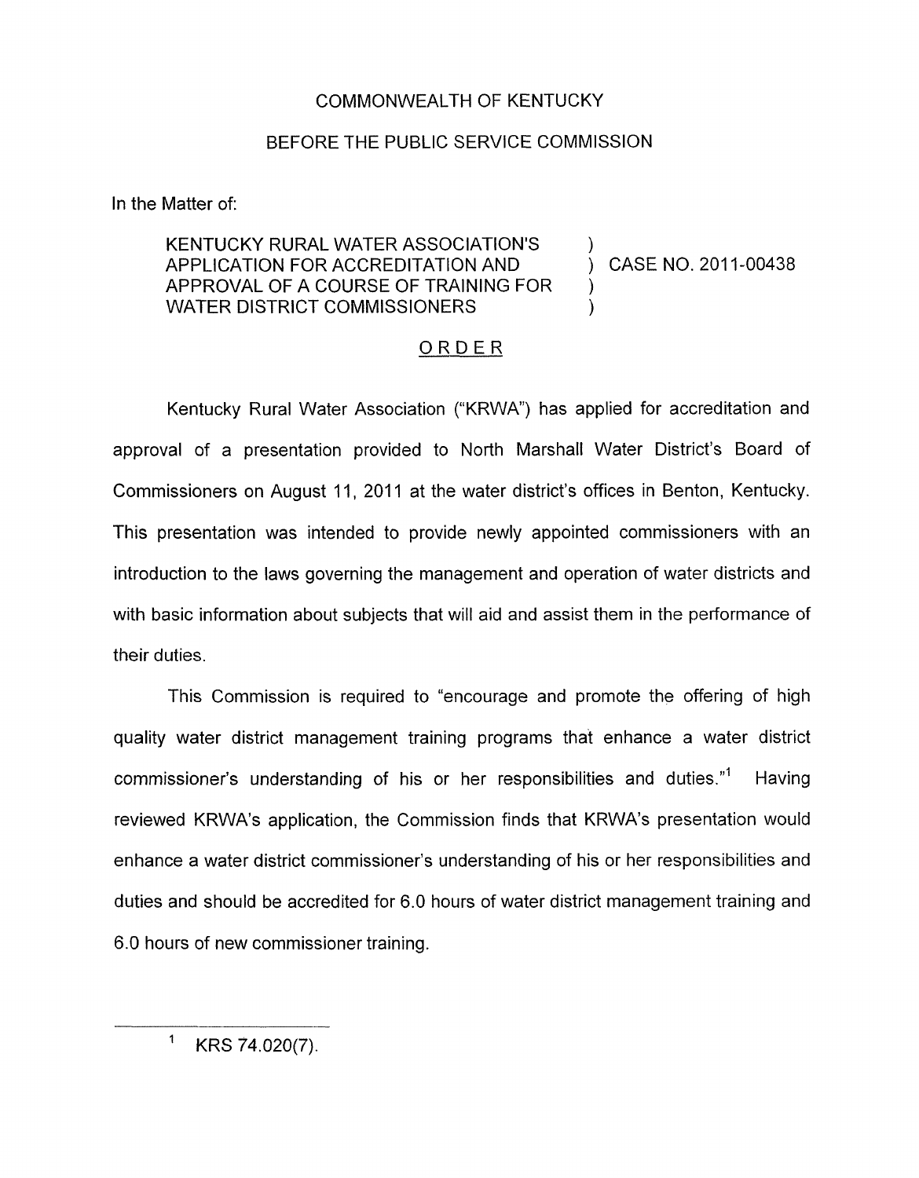COMMONWEALTH OF KENTUCKY

BEFORE THE PUBLIC SERVICE COMMISSION

In the Matter of:

KENTUCKY RURAL WATER ASSOCIATION'S APPLICATION FOR ACCREDITATION AND APPROVAL OF A COURSE OF TRAINING FOR WATER DISTRICT COMMISSIONERS ) CASE NO. 2011-00438

ORDER

Kentucky Rural Water Association ("KRWA") has applied for accreditation and approval of a presentation provided to North Marshall Water District's Board of Commissioners on August 11, 2011 at the water district's offices in Benton, Kentucky. This presentation was intended to provide newly appointed commissioners with an introduction to the laws governing the management and operation of water districts and with basic information about subjects that will aid and assist them in the performance of their duties.

This Commission is required to "encourage and promote the offering of high quality water district management training programs that enhance a water district commissioner's understanding of his or her responsibilities and duties."[1] Having reviewed KRWA's application, the Commission finds that KRWA's presentation would enhance a water district commissioner's understanding of his or her responsibilities and duties and should be accredited for 6.0 hours of water district management training and 6.0 hours of new commissioner training.

[1] KRS 74.020(7).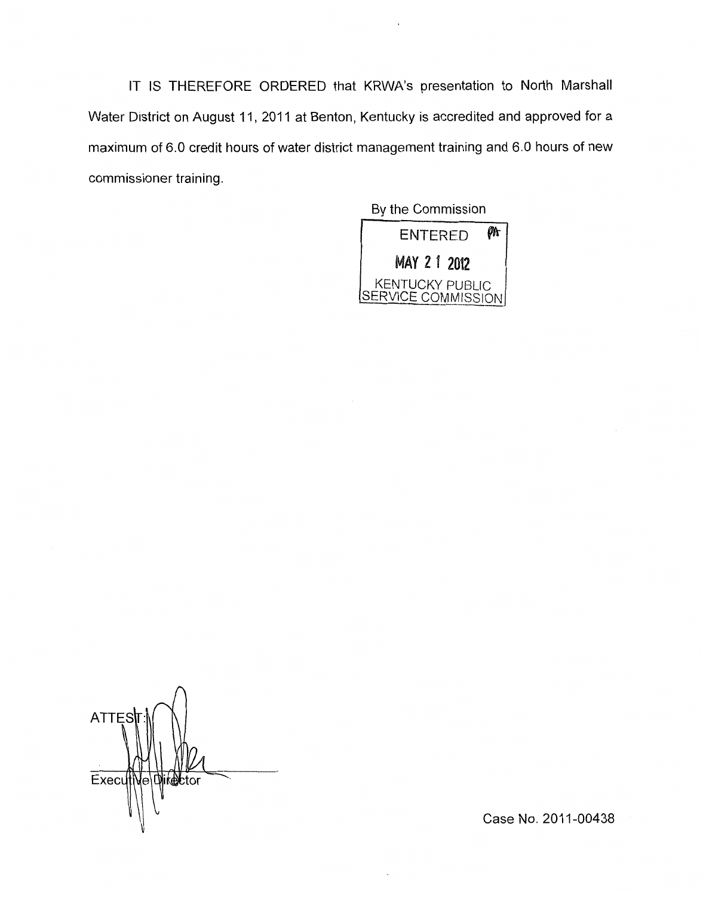IT IS THEREFORE ORDERED that KRWA's presentation to North Marshall Water District on August 11, 2011 at Benton, Kentucky is accredited and approved for a maximum of 6.0 credit hours of water district management training and 6.0 hours of new commissioner training.

By the Commission

ENTERED

MAY 21 2012

KENTUCKY PUBLIC SERVICE COMMISSION

ATTEST:

Executive Director

Case No. 2011-00438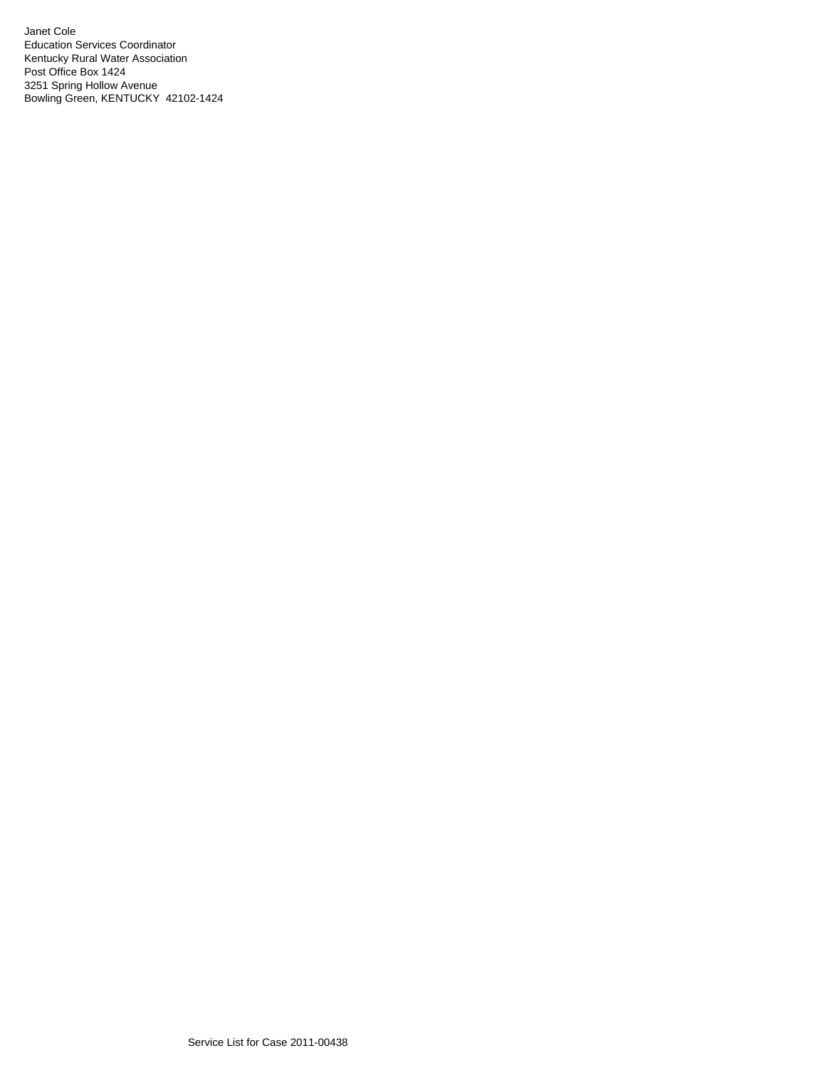Janet Cole
Education Services Coordinator
Kentucky Rural Water Association
Post Office Box 1424
3251 Spring Hollow Avenue
Bowling Green, KENTUCKY  42102-1424